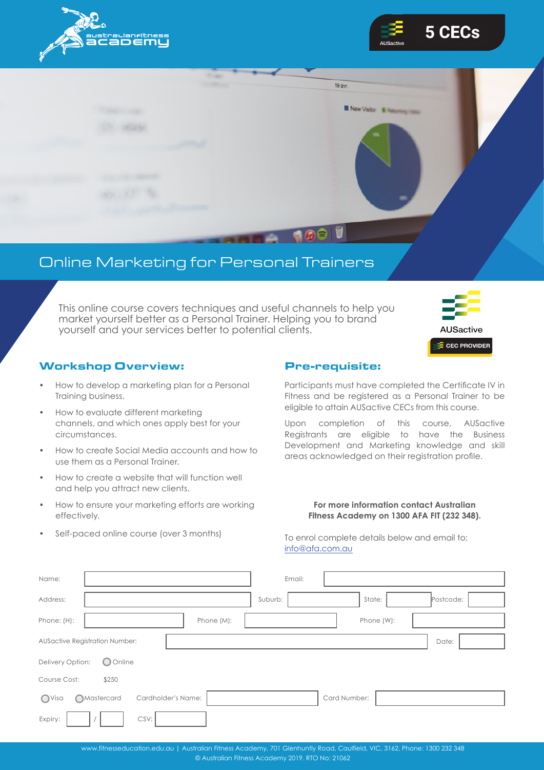5 CECs

# Online Marketing for Personal Trainers

This online course covers techniques and useful channels to help you market yourself better as a Personal Trainer. Helping you to brand yourself and your services better to potential clients.

AUSactive
CEC PROVIDER

## Workshop Overview:

- How to develop a marketing plan for a Personal Training business.
- How to evaluate different marketing channels, and which ones apply best for your circumstances.
- How to create Social Media accounts and how to use them as a Personal Trainer.
- How to create a website that will function well and help you attract new clients.
- How to ensure your marketing efforts are working effectively.
- Self-paced online course (over 3 months)

## Pre-requisite:

Participants must have completed the Certificate IV in Fitness and be registered as a Personal Trainer to be eligible to attain AUSactive CECs from this course.

Upon completion of this course, AUSactive Registrants are eligible to have the Business Development and Marketing knowledge and skill areas acknowledged on their registration profile.

**For more information contact Australian Fitness Academy on 1300 AFA FIT (232 348).**

To enrol complete details below and email to: info@afa.com.au

Name: ______ Email: ______

Address: ______ Suburb: ______ State: ______ Postcode: ______

Phone: (H): ______ Phone (M): ______ Phone (W): ______

AUSactive Registration Number: ______ Date: ______

Delivery Option: ○ Online

Course Cost: $250

○ Visa ○ Mastercard Cardholder's Name: ______ Card Number: ______

Expiry: ____ / ____ CSV: ______

www.fitnesseducation.edu.au | Australian Fitness Academy, 701 Glenhuntly Road, Caulfield, VIC, 3162, Phone: 1300 232 348
© Australian Fitness Academy 2019. RTO No: 21062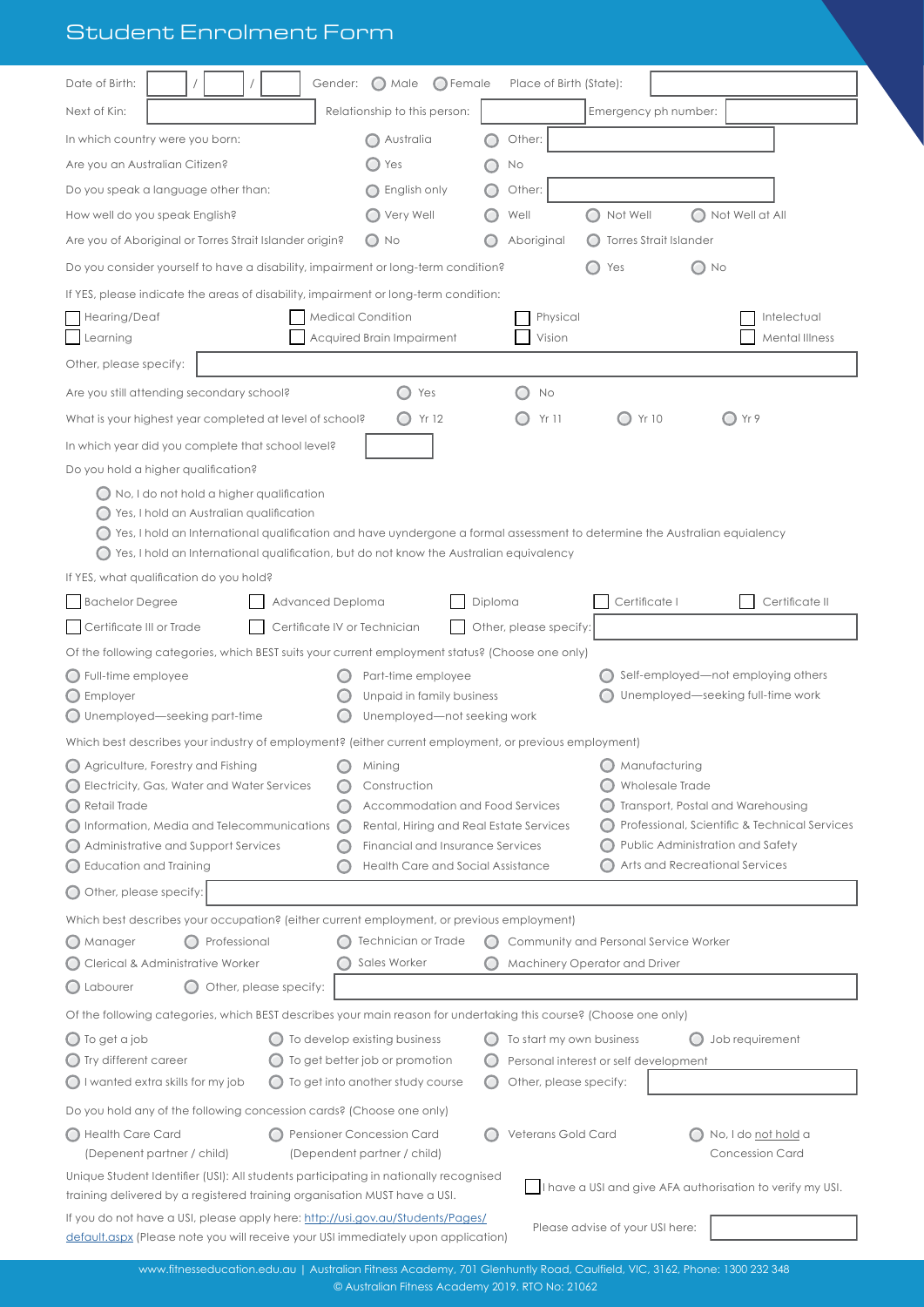# Student Enrolment Form

Date of Birth: ____ / ____ / ____ Gender: ◯ Male ◯ Female Place of Birth (State): ____

Next of Kin: ____ Relationship to this person: ____ Emergency ph number: ____

In which country were you born: ◯ Australia ◯ Other: ____

Are you an Australian Citizen? ◯ Yes ◯ No

Do you speak a language other than: ◯ English only ◯ Other: ____

How well do you speak English? ◯ Very Well ◯ Well ◯ Not Well ◯ Not Well at All

Are you of Aboriginal or Torres Strait Islander origin? ◯ No ◯ Aboriginal ◯ Torres Strait Islander

Do you consider yourself to have a disability, impairment or long-term condition? ◯ Yes ◯ No

If YES, please indicate the areas of disability, impairment or long-term condition:

- ☐ Hearing/Deaf
- ☐ Medical Condition
- ☐ Physical
- ☐ Intelectual
- ☐ Learning
- ☐ Acquired Brain Impairment
- ☐ Vision
- ☐ Mental Illness

Other, please specify: ____

Are you still attending secondary school? ◯ Yes ◯ No

What is your highest year completed at level of school? ◯ Yr 12 ◯ Yr 11 ◯ Yr 10 ◯ Yr 9

In which year did you complete that school level? ____

Do you hold a higher qualification?

- ◯ No, I do not hold a higher qualification
- ◯ Yes, I hold an Australian qualification
- ◯ Yes, I hold an International qualification and have uyndergone a formal assessment to determine the Australian equialency
- ◯ Yes, I hold an International qualification, but do not know the Australian equivalency

If YES, what qualification do you hold?

- ☐ Bachelor Degree
- ☐ Advanced Deploma
- ☐ Diploma
- ☐ Certificate I
- ☐ Certificate II
- ☐ Certificate III or Trade
- ☐ Certificate IV or Technician
- ☐ Other, please specify: ____

Of the following categories, which BEST suits your current employment status? (Choose one only)

- ◯ Full-time employee
- ◯ Part-time employee
- ◯ Self-employed—not employing others
- ◯ Employer
- ◯ Unpaid in family business
- ◯ Unemployed—seeking full-time work
- ◯ Unemployed—seeking part-time
- ◯ Unemployed—not seeking work

Which best describes your industry of employment? (either current employment, or previous employment)

- ◯ Agriculture, Forestry and Fishing
- ◯ Mining
- ◯ Manufacturing
- ◯ Electricity, Gas, Water and Water Services
- ◯ Construction
- ◯ Wholesale Trade
- ◯ Retail Trade
- ◯ Accommodation and Food Services
- ◯ Transport, Postal and Warehousing
- ◯ Information, Media and Telecommunications
- ◯ Rental, Hiring and Real Estate Services
- ◯ Professional, Scientific & Technical Services
- ◯ Administrative and Support Services
- ◯ Financial and Insurance Services
- ◯ Public Administration and Safety
- ◯ Education and Training
- ◯ Health Care and Social Assistance
- ◯ Arts and Recreational Services
- ◯ Other, please specify: ____

Which best describes your occupation? (either current employment, or previous employment)

- ◯ Manager
- ◯ Professional
- ◯ Technician or Trade
- ◯ Community and Personal Service Worker
- ◯ Clerical & Administrative Worker
- ◯ Sales Worker
- ◯ Machinery Operator and Driver
- ◯ Labourer
- ◯ Other, please specify: ____

Of the following categories, which BEST describes your main reason for undertaking this course? (Choose one only)

- ◯ To get a job
- ◯ To develop existing business
- ◯ To start my own business
- ◯ Job requirement
- ◯ Try different career
- ◯ To get better job or promotion
- ◯ Personal interest or self development
- ◯ I wanted extra skills for my job
- ◯ To get into another study course
- ◯ Other, please specify: ____

Do you hold any of the following concession cards? (Choose one only)

- ◯ Health Care Card (Depenent partner / child)
- ◯ Pensioner Concession Card (Dependent partner / child)
- ◯ Veterans Gold Card
- ◯ No, I do not hold a Concession Card

Unique Student Identifier (USI): All students participating in nationally recognised training delivered by a registered training organisation MUST have a USI.

☐ I have a USI and give AFA authorisation to verify my USI.

If you do not have a USI, please apply here: http://usi.gov.au/Students/Pages/default.aspx (Please note you will receive your USI immediately upon application)

Please advise of your USI here: ____

www.fitnesseducation.edu.au | Australian Fitness Academy, 701 Glenhuntly Road, Caulfield, VIC, 3162, Phone: 1300 232 348
© Australian Fitness Academy 2019. RTO No: 21062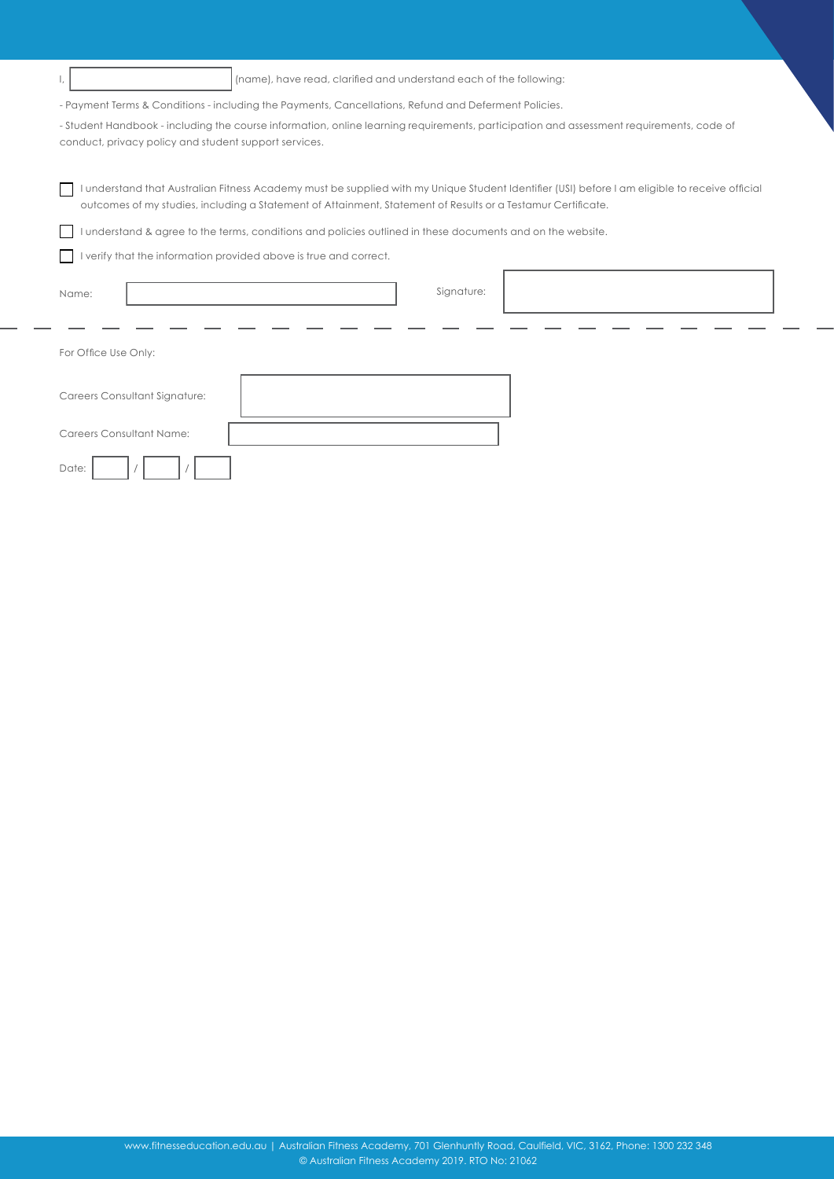I, ______________________ (name), have read, clarified and understand each of the following:

- Payment Terms & Conditions - including the Payments, Cancellations, Refund and Deferment Policies.

- Student Handbook - including the course information, online learning requirements, participation and assessment requirements, code of conduct, privacy policy and student support services.

☐ I understand that Australian Fitness Academy must be supplied with my Unique Student Identifier (USI) before I am eligible to receive official outcomes of my studies, including a Statement of Attainment, Statement of Results or a Testamur Certificate.

☐ I understand & agree to the terms, conditions and policies outlined in these documents and on the website.

☐ I verify that the information provided above is true and correct.

Name: ______________________ Signature: ______________________

---

For Office Use Only:

Careers Consultant Signature: ______________________

Careers Consultant Name: ______________________

Date: ____ / ____ / ____

www.fitnesseducation.edu.au | Australian Fitness Academy, 701 Glenhuntly Road, Caulfield, VIC, 3162, Phone: 1300 232 348
© Australian Fitness Academy 2019. RTO No: 21062